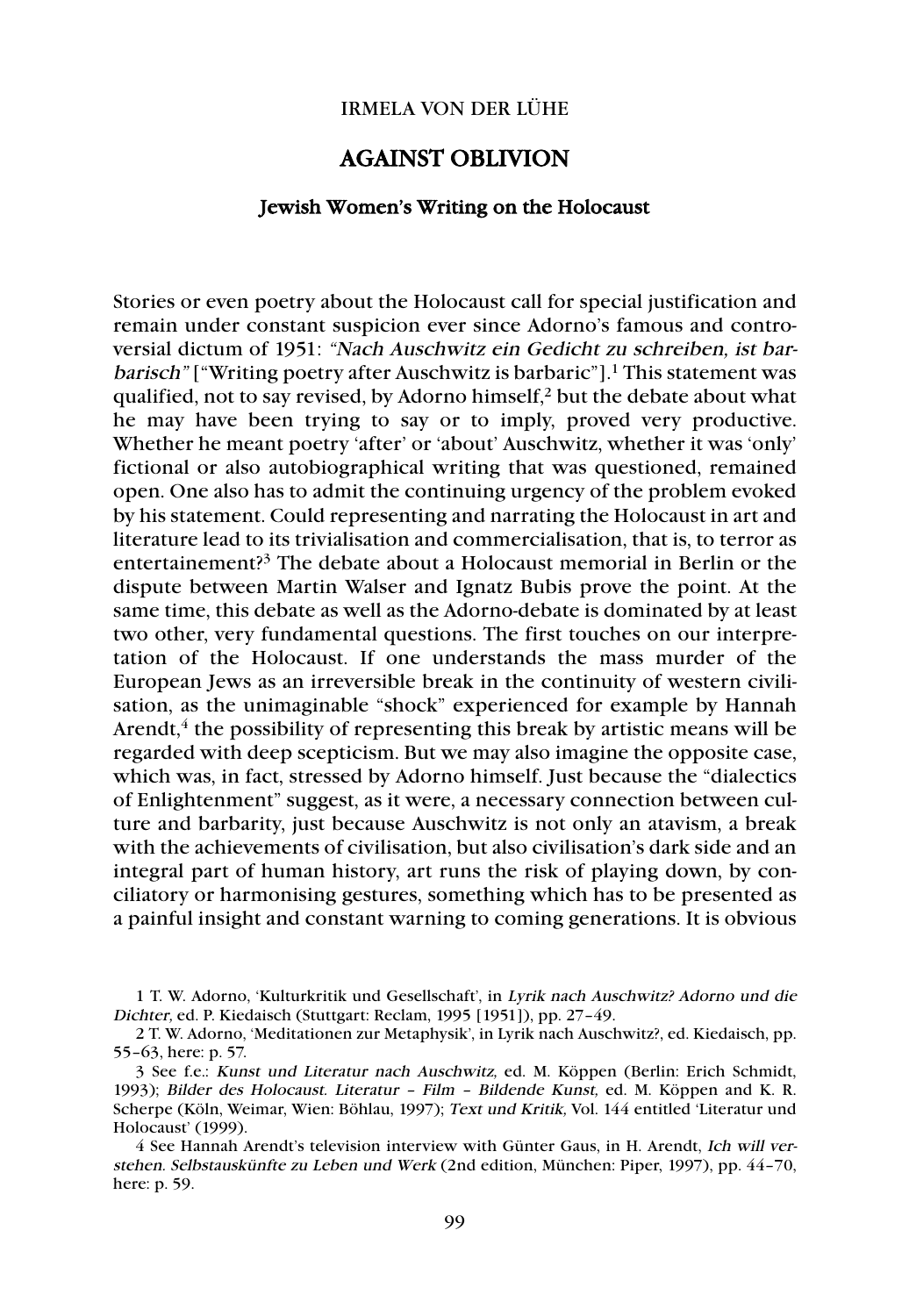IRMELA VON DER LÜHE

# AGAINST OBLIVION

## Jewish Women's Writing on the Holocaust

Stories or even poetry about the Holocaust call for special justification and remain under constant suspicion ever since Adorno's famous and controversial dictum of 1951: *"Nach Auschwitz ein Gedicht zu schreiben, ist barbarisch"* ["Writing poetry after Auschwitz is barbaric"].[1] This statement was qualified, not to say revised, by Adorno himself,[2] but the debate about what he may have been trying to say or to imply, proved very productive. Whether he meant poetry 'after' or 'about' Auschwitz, whether it was 'only' fictional or also autobiographical writing that was questioned, remained open. One also has to admit the continuing urgency of the problem evoked by his statement. Could representing and narrating the Holocaust in art and literature lead to its trivialisation and commercialisation, that is, to terror as entertainement?[3] The debate about a Holocaust memorial in Berlin or the dispute between Martin Walser and Ignatz Bubis prove the point. At the same time, this debate as well as the Adorno-debate is dominated by at least two other, very fundamental questions. The first touches on our interpretation of the Holocaust. If one understands the mass murder of the European Jews as an irreversible break in the continuity of western civilisation, as the unimaginable "shock" experienced for example by Hannah Arendt,[4] the possibility of representing this break by artistic means will be regarded with deep scepticism. But we may also imagine the opposite case, which was, in fact, stressed by Adorno himself. Just because the "dialectics of Enlightenment" suggest, as it were, a necessary connection between culture and barbarity, just because Auschwitz is not only an atavism, a break with the achievements of civilisation, but also civilisation's dark side and an integral part of human history, art runs the risk of playing down, by conciliatory or harmonising gestures, something which has to be presented as a painful insight and constant warning to coming generations. It is obvious

1 T. W. Adorno, 'Kulturkritik und Gesellschaft', in *Lyrik nach Auschwitz? Adorno und die Dichter,* ed. P. Kiedaisch (Stuttgart: Reclam, 1995 [1951]), pp. 27–49.

2 T. W. Adorno, 'Meditationen zur Metaphysik', in Lyrik nach Auschwitz?, ed. Kiedaisch, pp. 55–63, here: p. 57.

3 See f.e.: *Kunst und Literatur nach Auschwitz,* ed. M. Köppen (Berlin: Erich Schmidt, 1993); *Bilder des Holocaust. Literatur – Film – Bildende Kunst,* ed. M. Köppen and K. R. Scherpe (Köln, Weimar, Wien: Böhlau, 1997); *Text und Kritik,* Vol. 144 entitled 'Literatur und Holocaust' (1999).

4 See Hannah Arendt's television interview with Günter Gaus, in H. Arendt, *Ich will verstehen. Selbstauskünfte zu Leben und Werk* (2nd edition, München: Piper, 1997), pp. 44–70, here: p. 59.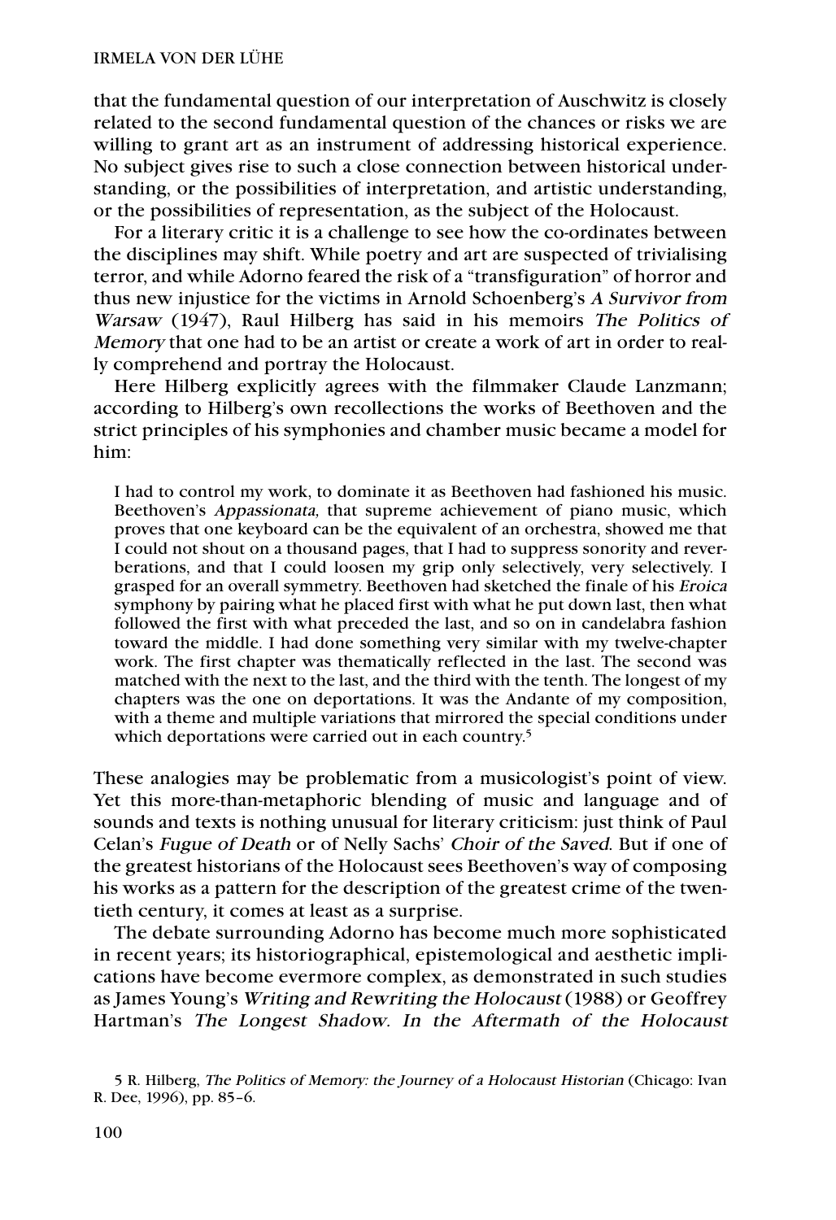that the fundamental question of our interpretation of Auschwitz is closely related to the second fundamental question of the chances or risks we are willing to grant art as an instrument of addressing historical experience. No subject gives rise to such a close connection between historical understanding, or the possibilities of interpretation, and artistic understanding, or the possibilities of representation, as the subject of the Holocaust.

For a literary critic it is a challenge to see how the co-ordinates between the disciplines may shift. While poetry and art are suspected of trivialising terror, and while Adorno feared the risk of a "transfiguration" of horror and thus new injustice for the victims in Arnold Schoenberg's *A Survivor from Warsaw* (1947), Raul Hilberg has said in his memoirs *The Politics of Memory* that one had to be an artist or create a work of art in order to really comprehend and portray the Holocaust.

Here Hilberg explicitly agrees with the filmmaker Claude Lanzmann; according to Hilberg's own recollections the works of Beethoven and the strict principles of his symphonies and chamber music became a model for him:

> I had to control my work, to dominate it as Beethoven had fashioned his music. Beethoven's *Appassionata,* that supreme achievement of piano music, which proves that one keyboard can be the equivalent of an orchestra, showed me that I could not shout on a thousand pages, that I had to suppress sonority and reverberations, and that I could loosen my grip only selectively, very selectively. I grasped for an overall symmetry. Beethoven had sketched the finale of his *Eroica* symphony by pairing what he placed first with what he put down last, then what followed the first with what preceded the last, and so on in candelabra fashion toward the middle. I had done something very similar with my twelve-chapter work. The first chapter was thematically reflected in the last. The second was matched with the next to the last, and the third with the tenth. The longest of my chapters was the one on deportations. It was the Andante of my composition, with a theme and multiple variations that mirrored the special conditions under which deportations were carried out in each country.[5]

These analogies may be problematic from a musicologist's point of view. Yet this more-than-metaphoric blending of music and language and of sounds and texts is nothing unusual for literary criticism: just think of Paul Celan's *Fugue of Death* or of Nelly Sachs' *Choir of the Saved*. But if one of the greatest historians of the Holocaust sees Beethoven's way of composing his works as a pattern for the description of the greatest crime of the twentieth century, it comes at least as a surprise.

The debate surrounding Adorno has become much more sophisticated in recent years; its historiographical, epistemological and aesthetic implications have become evermore complex, as demonstrated in such studies as James Young's *Writing and Rewriting the Holocaust* (1988) or Geoffrey Hartman's *The Longest Shadow. In the Aftermath of the Holocaust*

5 R. Hilberg, *The Politics of Memory: the Journey of a Holocaust Historian* (Chicago: Ivan R. Dee, 1996), pp. 85–6.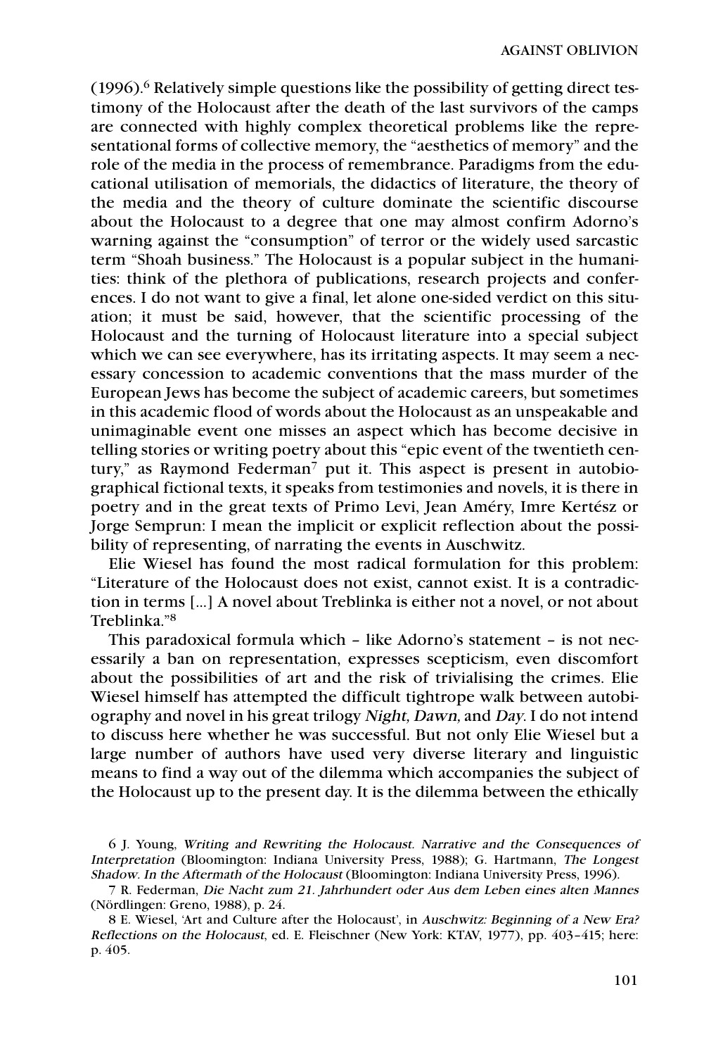(1996).[6] Relatively simple questions like the possibility of getting direct testimony of the Holocaust after the death of the last survivors of the camps are connected with highly complex theoretical problems like the representational forms of collective memory, the "aesthetics of memory" and the role of the media in the process of remembrance. Paradigms from the educational utilisation of memorials, the didactics of literature, the theory of the media and the theory of culture dominate the scientific discourse about the Holocaust to a degree that one may almost confirm Adorno's warning against the "consumption" of terror or the widely used sarcastic term "Shoah business." The Holocaust is a popular subject in the humanities: think of the plethora of publications, research projects and conferences. I do not want to give a final, let alone one-sided verdict on this situation; it must be said, however, that the scientific processing of the Holocaust and the turning of Holocaust literature into a special subject which we can see everywhere, has its irritating aspects. It may seem a necessary concession to academic conventions that the mass murder of the European Jews has become the subject of academic careers, but sometimes in this academic flood of words about the Holocaust as an unspeakable and unimaginable event one misses an aspect which has become decisive in telling stories or writing poetry about this "epic event of the twentieth century," as Raymond Federman[7] put it. This aspect is present in autobiographical fictional texts, it speaks from testimonies and novels, it is there in poetry and in the great texts of Primo Levi, Jean Améry, Imre Kertész or Jorge Semprun: I mean the implicit or explicit reflection about the possibility of representing, of narrating the events in Auschwitz.

Elie Wiesel has found the most radical formulation for this problem: "Literature of the Holocaust does not exist, cannot exist. It is a contradiction in terms [...] A novel about Treblinka is either not a novel, or not about Treblinka."[8]

This paradoxical formula which – like Adorno's statement – is not necessarily a ban on representation, expresses scepticism, even discomfort about the possibilities of art and the risk of trivialising the crimes. Elie Wiesel himself has attempted the difficult tightrope walk between autobiography and novel in his great trilogy *Night, Dawn,* and *Day*. I do not intend to discuss here whether he was successful. But not only Elie Wiesel but a large number of authors have used very diverse literary and linguistic means to find a way out of the dilemma which accompanies the subject of the Holocaust up to the present day. It is the dilemma between the ethically

---

6 J. Young, *Writing and Rewriting the Holocaust. Narrative and the Consequences of Interpretation* (Bloomington: Indiana University Press, 1988); G. Hartmann, *The Longest Shadow. In the Aftermath of the Holocaust* (Bloomington: Indiana University Press, 1996).

7 R. Federman, *Die Nacht zum 21. Jahrhundert oder Aus dem Leben eines alten Mannes* (Nördlingen: Greno, 1988), p. 24.

8 E. Wiesel, 'Art and Culture after the Holocaust', in *Auschwitz: Beginning of a New Era? Reflections on the Holocaust*, ed. E. Fleischner (New York: KTAV, 1977), pp. 403–415; here: p. 405.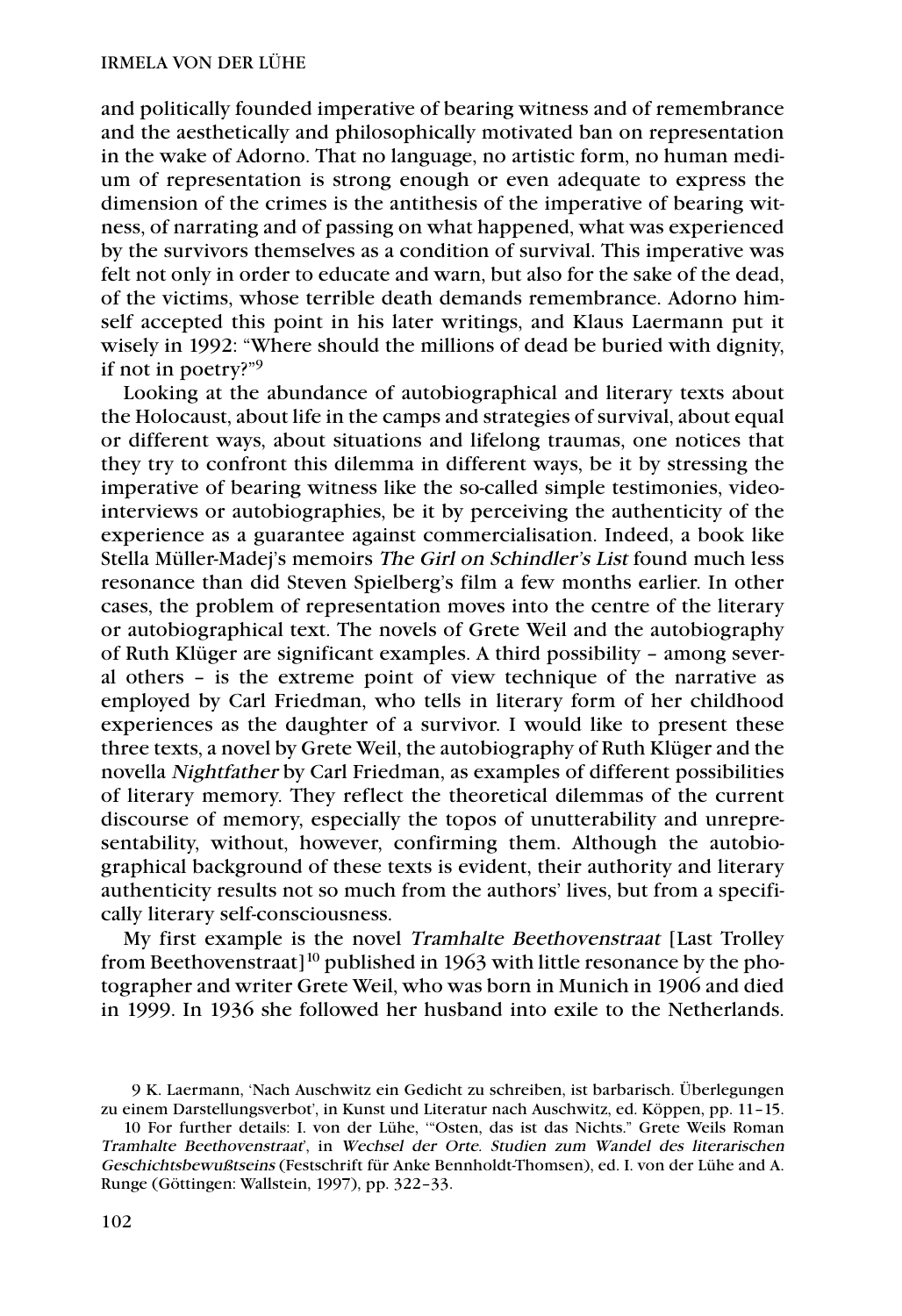and politically founded imperative of bearing witness and of remembrance and the aesthetically and philosophically motivated ban on representation in the wake of Adorno. That no language, no artistic form, no human medium of representation is strong enough or even adequate to express the dimension of the crimes is the antithesis of the imperative of bearing witness, of narrating and of passing on what happened, what was experienced by the survivors themselves as a condition of survival. This imperative was felt not only in order to educate and warn, but also for the sake of the dead, of the victims, whose terrible death demands remembrance. Adorno himself accepted this point in his later writings, and Klaus Laermann put it wisely in 1992: "Where should the millions of dead be buried with dignity, if not in poetry?"[9]

Looking at the abundance of autobiographical and literary texts about the Holocaust, about life in the camps and strategies of survival, about equal or different ways, about situations and lifelong traumas, one notices that they try to confront this dilemma in different ways, be it by stressing the imperative of bearing witness like the so-called simple testimonies, video-interviews or autobiographies, be it by perceiving the authenticity of the experience as a guarantee against commercialisation. Indeed, a book like Stella Müller-Madej's memoirs *The Girl on Schindler's List* found much less resonance than did Steven Spielberg's film a few months earlier. In other cases, the problem of representation moves into the centre of the literary or autobiographical text. The novels of Grete Weil and the autobiography of Ruth Klüger are significant examples. A third possibility – among several others – is the extreme point of view technique of the narrative as employed by Carl Friedman, who tells in literary form of her childhood experiences as the daughter of a survivor. I would like to present these three texts, a novel by Grete Weil, the autobiography of Ruth Klüger and the novella *Nightfather* by Carl Friedman, as examples of different possibilities of literary memory. They reflect the theoretical dilemmas of the current discourse of memory, especially the topos of unutterability and unrepresentability, without, however, confirming them. Although the autobiographical background of these texts is evident, their authority and literary authenticity results not so much from the authors' lives, but from a specifically literary self-consciousness.

My first example is the novel *Tramhalte Beethovenstraat* [Last Trolley from Beethovenstraat][10] published in 1963 with little resonance by the photographer and writer Grete Weil, who was born in Munich in 1906 and died in 1999. In 1936 she followed her husband into exile to the Netherlands.

9 K. Laermann, 'Nach Auschwitz ein Gedicht zu schreiben, ist barbarisch. Überlegungen zu einem Darstellungsverbot', in Kunst und Literatur nach Auschwitz, ed. Köppen, pp. 11–15.

10 For further details: I. von der Lühe, '"Osten, das ist das Nichts." Grete Weils Roman *Tramhalte Beethovenstraat*', in *Wechsel der Orte. Studien zum Wandel des literarischen Geschichtsbewußtseins* (Festschrift für Anke Bennholdt-Thomsen), ed. I. von der Lühe and A. Runge (Göttingen: Wallstein, 1997), pp. 322–33.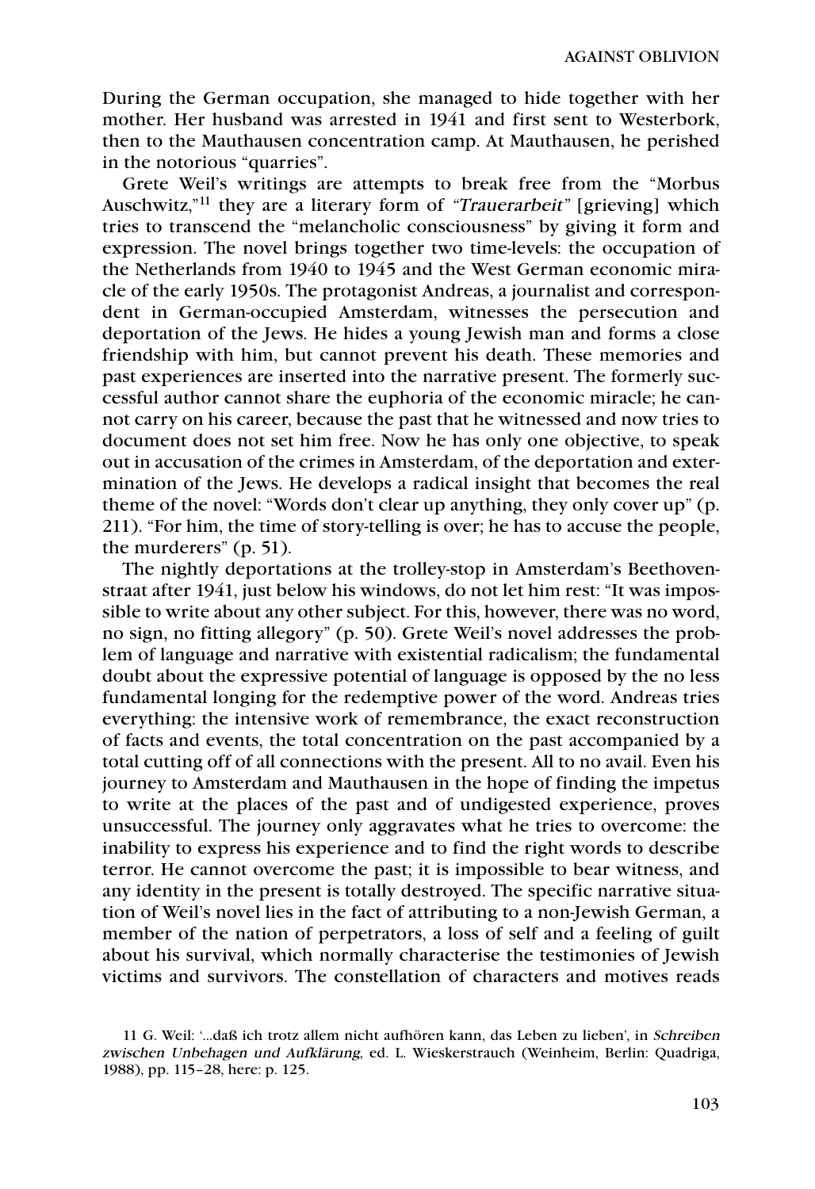During the German occupation, she managed to hide together with her mother. Her husband was arrested in 1941 and first sent to Westerbork, then to the Mauthausen concentration camp. At Mauthausen, he perished in the notorious "quarries".

Grete Weil's writings are attempts to break free from the "Morbus Auschwitz,"[11] they are a literary form of *"Trauerarbeit"* [grieving] which tries to transcend the "melancholic consciousness" by giving it form and expression. The novel brings together two time-levels: the occupation of the Netherlands from 1940 to 1945 and the West German economic miracle of the early 1950s. The protagonist Andreas, a journalist and correspondent in German-occupied Amsterdam, witnesses the persecution and deportation of the Jews. He hides a young Jewish man and forms a close friendship with him, but cannot prevent his death. These memories and past experiences are inserted into the narrative present. The formerly successful author cannot share the euphoria of the economic miracle; he cannot carry on his career, because the past that he witnessed and now tries to document does not set him free. Now he has only one objective, to speak out in accusation of the crimes in Amsterdam, of the deportation and extermination of the Jews. He develops a radical insight that becomes the real theme of the novel: "Words don't clear up anything, they only cover up" (p. 211). "For him, the time of story-telling is over; he has to accuse the people, the murderers" (p. 51).

The nightly deportations at the trolley-stop in Amsterdam's Beethovenstraat after 1941, just below his windows, do not let him rest: "It was impossible to write about any other subject. For this, however, there was no word, no sign, no fitting allegory" (p. 50). Grete Weil's novel addresses the problem of language and narrative with existential radicalism; the fundamental doubt about the expressive potential of language is opposed by the no less fundamental longing for the redemptive power of the word. Andreas tries everything: the intensive work of remembrance, the exact reconstruction of facts and events, the total concentration on the past accompanied by a total cutting off of all connections with the present. All to no avail. Even his journey to Amsterdam and Mauthausen in the hope of finding the impetus to write at the places of the past and of undigested experience, proves unsuccessful. The journey only aggravates what he tries to overcome: the inability to express his experience and to find the right words to describe terror. He cannot overcome the past; it is impossible to bear witness, and any identity in the present is totally destroyed. The specific narrative situation of Weil's novel lies in the fact of attributing to a non-Jewish German, a member of the nation of perpetrators, a loss of self and a feeling of guilt about his survival, which normally characterise the testimonies of Jewish victims and survivors. The constellation of characters and motives reads

11 G. Weil: '...daß ich trotz allem nicht aufhören kann, das Leben zu lieben', in *Schreiben zwischen Unbehagen und Aufklärung*, ed. L. Wieskerstrauch (Weinheim, Berlin: Quadriga, 1988), pp. 115–28, here: p. 125.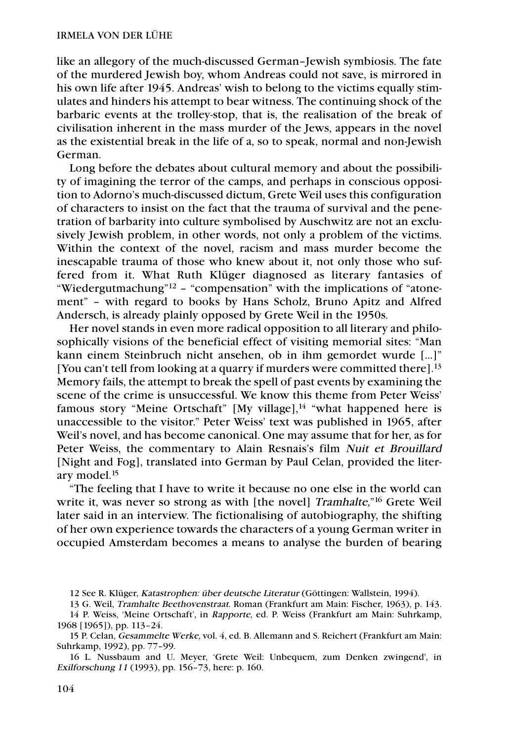like an allegory of the much-discussed German–Jewish symbiosis. The fate of the murdered Jewish boy, whom Andreas could not save, is mirrored in his own life after 1945. Andreas' wish to belong to the victims equally stimulates and hinders his attempt to bear witness. The continuing shock of the barbaric events at the trolley-stop, that is, the realisation of the break of civilisation inherent in the mass murder of the Jews, appears in the novel as the existential break in the life of a, so to speak, normal and non-Jewish German.

Long before the debates about cultural memory and about the possibility of imagining the terror of the camps, and perhaps in conscious opposition to Adorno's much-discussed dictum, Grete Weil uses this configuration of characters to insist on the fact that the trauma of survival and the penetration of barbarity into culture symbolised by Auschwitz are not an exclusively Jewish problem, in other words, not only a problem of the victims. Within the context of the novel, racism and mass murder become the inescapable trauma of those who knew about it, not only those who suffered from it. What Ruth Klüger diagnosed as literary fantasies of "Wiedergutmachung"[12] – "compensation" with the implications of "atonement" – with regard to books by Hans Scholz, Bruno Apitz and Alfred Andersch, is already plainly opposed by Grete Weil in the 1950s.

Her novel stands in even more radical opposition to all literary and philosophically visions of the beneficial effect of visiting memorial sites: "Man kann einem Steinbruch nicht ansehen, ob in ihm gemordet wurde [...]" [You can't tell from looking at a quarry if murders were committed there].[13] Memory fails, the attempt to break the spell of past events by examining the scene of the crime is unsuccessful. We know this theme from Peter Weiss' famous story "Meine Ortschaft" [My village],[14] "what happened here is unaccessible to the visitor." Peter Weiss' text was published in 1965, after Weil's novel, and has become canonical. One may assume that for her, as for Peter Weiss, the commentary to Alain Resnais's film *Nuit et Brouillard* [Night and Fog], translated into German by Paul Celan, provided the literary model.[15]

"The feeling that I have to write it because no one else in the world can write it, was never so strong as with [the novel] *Tramhalte*,"[16] Grete Weil later said in an interview. The fictionalising of autobiography, the shifting of her own experience towards the characters of a young German writer in occupied Amsterdam becomes a means to analyse the burden of bearing

12 See R. Klüger, *Katastrophen: über deutsche Literatur* (Göttingen: Wallstein, 1994).

13 G. Weil, *Tramhalte Beethovenstraat.* Roman (Frankfurt am Main: Fischer, 1963), p. 143.

14 P. Weiss, 'Meine Ortschaft', in *Rapporte,* ed. P. Weiss (Frankfurt am Main: Suhrkamp, 1968 [1965]), pp. 113–24.

15 P. Celan, *Gesammelte Werke,* vol. 4, ed. B. Allemann and S. Reichert (Frankfurt am Main: Suhrkamp, 1992), pp. 77–99.

16 L. Nussbaum and U. Meyer, 'Grete Weil: Unbequem, zum Denken zwingend', in *Exilforschung 11* (1993), pp. 156–73, here: p. 160.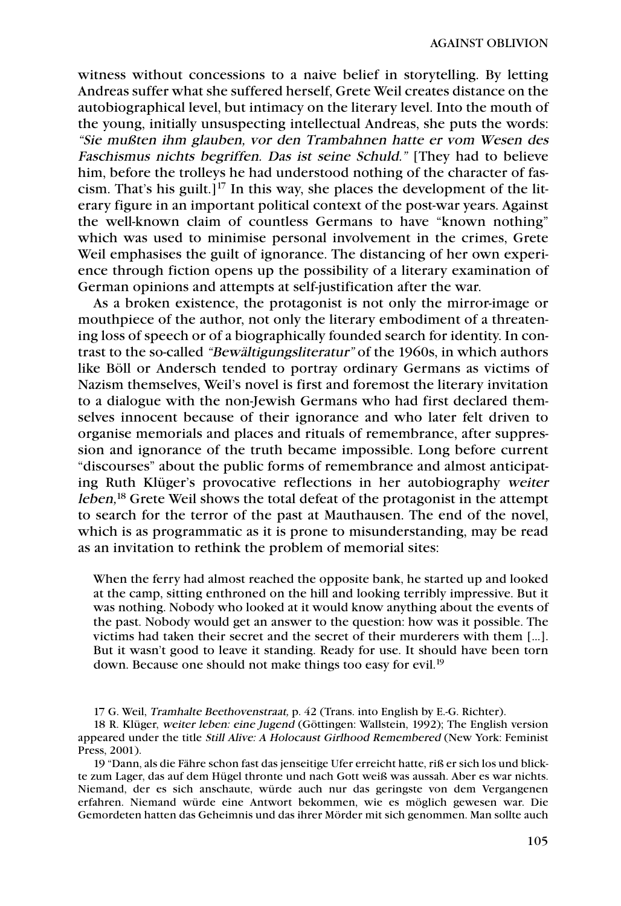witness without concessions to a naive belief in storytelling. By letting Andreas suffer what she suffered herself, Grete Weil creates distance on the autobiographical level, but intimacy on the literary level. Into the mouth of the young, initially unsuspecting intellectual Andreas, she puts the words: *"Sie mußten ihm glauben, vor den Trambahnen hatte er vom Wesen des Faschismus nichts begriffen. Das ist seine Schuld."* [They had to believe him, before the trolleys he had understood nothing of the character of fascism. That's his guilt.][17] In this way, she places the development of the literary figure in an important political context of the post-war years. Against the well-known claim of countless Germans to have "known nothing" which was used to minimise personal involvement in the crimes, Grete Weil emphasises the guilt of ignorance. The distancing of her own experience through fiction opens up the possibility of a literary examination of German opinions and attempts at self-justification after the war.

As a broken existence, the protagonist is not only the mirror-image or mouthpiece of the author, not only the literary embodiment of a threatening loss of speech or of a biographically founded search for identity. In contrast to the so-called *"Bewältigungsliteratur"* of the 1960s, in which authors like Böll or Andersch tended to portray ordinary Germans as victims of Nazism themselves, Weil's novel is first and foremost the literary invitation to a dialogue with the non-Jewish Germans who had first declared themselves innocent because of their ignorance and who later felt driven to organise memorials and places and rituals of remembrance, after suppression and ignorance of the truth became impossible. Long before current "discourses" about the public forms of remembrance and almost anticipating Ruth Klüger's provocative reflections in her autobiography *weiter leben,*[18] Grete Weil shows the total defeat of the protagonist in the attempt to search for the terror of the past at Mauthausen. The end of the novel, which is as programmatic as it is prone to misunderstanding, may be read as an invitation to rethink the problem of memorial sites:

> When the ferry had almost reached the opposite bank, he started up and looked at the camp, sitting enthroned on the hill and looking terribly impressive. But it was nothing. Nobody who looked at it would know anything about the events of the past. Nobody would get an answer to the question: how was it possible. The victims had taken their secret and the secret of their murderers with them [...]. But it wasn't good to leave it standing. Ready for use. It should have been torn down. Because one should not make things too easy for evil.[19]

---

17 G. Weil, *Tramhalte Beethovenstraat,* p. 42 (Trans. into English by E.-G. Richter).

18 R. Klüger, *weiter leben: eine Jugend* (Göttingen: Wallstein, 1992); The English version appeared under the title *Still Alive: A Holocaust Girlhood Remembered* (New York: Feminist Press, 2001).

19 "Dann, als die Fähre schon fast das jenseitige Ufer erreicht hatte, riß er sich los und blickte zum Lager, das auf dem Hügel thronte und nach Gott weiß was aussah. Aber es war nichts. Niemand, der es sich anschaute, würde auch nur das geringste von dem Vergangenen erfahren. Niemand würde eine Antwort bekommen, wie es möglich gewesen war. Die Gemordeten hatten das Geheimnis und das ihrer Mörder mit sich genommen. Man sollte auch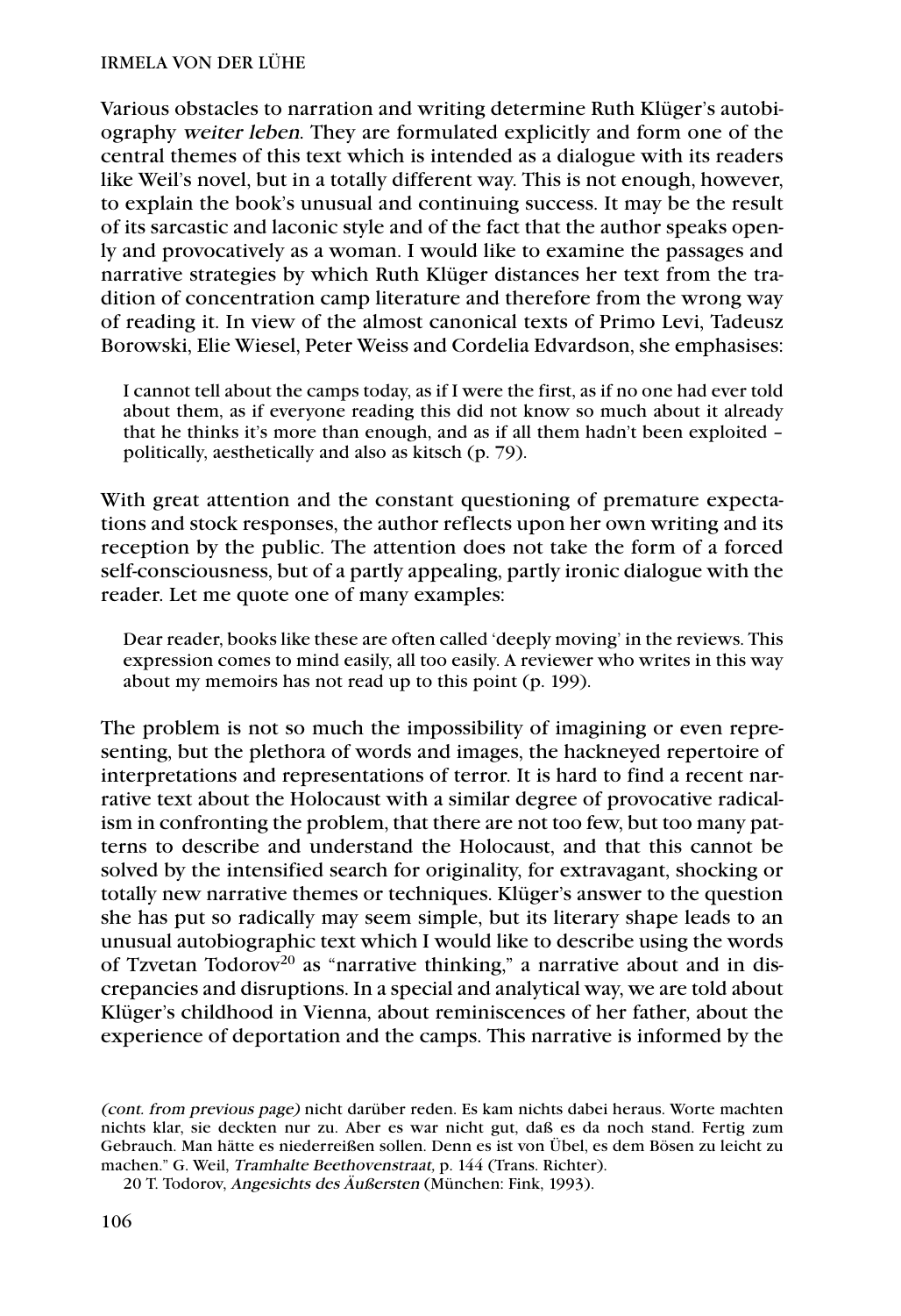Various obstacles to narration and writing determine Ruth Klüger's autobiography *weiter leben*. They are formulated explicitly and form one of the central themes of this text which is intended as a dialogue with its readers like Weil's novel, but in a totally different way. This is not enough, however, to explain the book's unusual and continuing success. It may be the result of its sarcastic and laconic style and of the fact that the author speaks openly and provocatively as a woman. I would like to examine the passages and narrative strategies by which Ruth Klüger distances her text from the tradition of concentration camp literature and therefore from the wrong way of reading it. In view of the almost canonical texts of Primo Levi, Tadeusz Borowski, Elie Wiesel, Peter Weiss and Cordelia Edvardson, she emphasises:

> I cannot tell about the camps today, as if I were the first, as if no one had ever told about them, as if everyone reading this did not know so much about it already that he thinks it's more than enough, and as if all them hadn't been exploited – politically, aesthetically and also as kitsch (p. 79).

With great attention and the constant questioning of premature expectations and stock responses, the author reflects upon her own writing and its reception by the public. The attention does not take the form of a forced self-consciousness, but of a partly appealing, partly ironic dialogue with the reader. Let me quote one of many examples:

> Dear reader, books like these are often called 'deeply moving' in the reviews. This expression comes to mind easily, all too easily. A reviewer who writes in this way about my memoirs has not read up to this point (p. 199).

The problem is not so much the impossibility of imagining or even representing, but the plethora of words and images, the hackneyed repertoire of interpretations and representations of terror. It is hard to find a recent narrative text about the Holocaust with a similar degree of provocative radicalism in confronting the problem, that there are not too few, but too many patterns to describe and understand the Holocaust, and that this cannot be solved by the intensified search for originality, for extravagant, shocking or totally new narrative themes or techniques. Klüger's answer to the question she has put so radically may seem simple, but its literary shape leads to an unusual autobiographic text which I would like to describe using the words of Tzvetan Todorov[20] as "narrative thinking," a narrative about and in discrepancies and disruptions. In a special and analytical way, we are told about Klüger's childhood in Vienna, about reminiscences of her father, about the experience of deportation and the camps. This narrative is informed by the

---

*(cont. from previous page)* nicht darüber reden. Es kam nichts dabei heraus. Worte machten nichts klar, sie deckten nur zu. Aber es war nicht gut, daß es da noch stand. Fertig zum Gebrauch. Man hätte es niederreißen sollen. Denn es ist von Übel, es dem Bösen zu leicht zu machen." G. Weil, *Tramhalte Beethovenstraat*, p. 144 (Trans. Richter).

20 T. Todorov, *Angesichts des Äußersten* (München: Fink, 1993).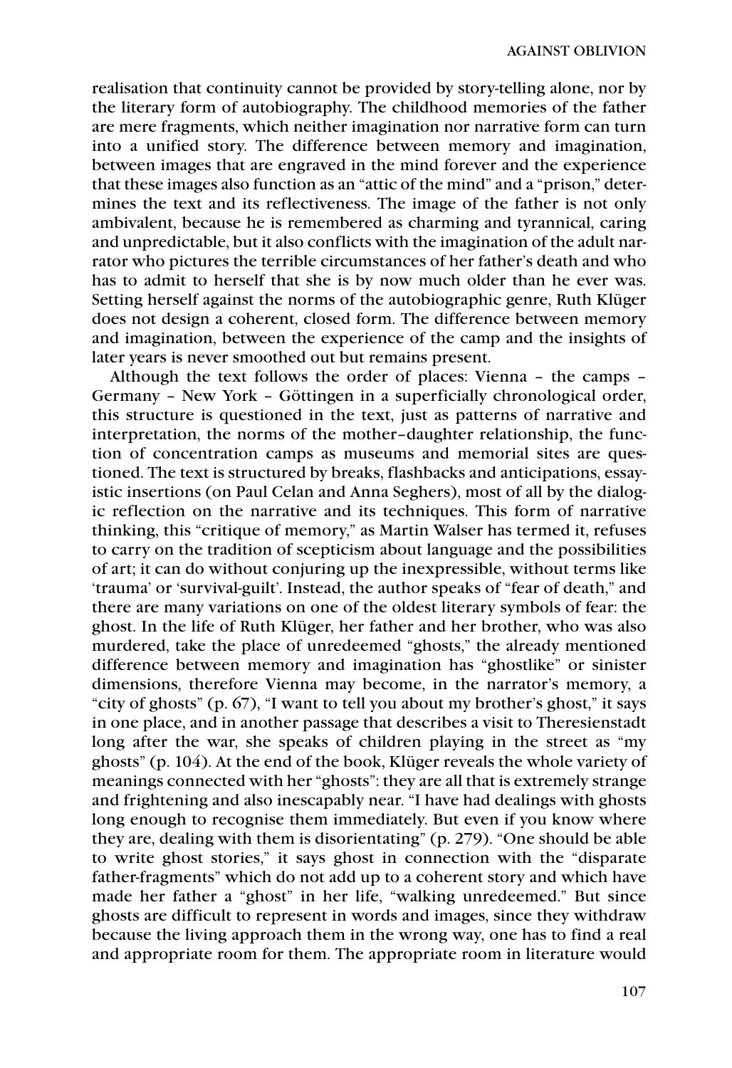realisation that continuity cannot be provided by story-telling alone, nor by the literary form of autobiography. The childhood memories of the father are mere fragments, which neither imagination nor narrative form can turn into a unified story. The difference between memory and imagination, between images that are engraved in the mind forever and the experience that these images also function as an "attic of the mind" and a "prison," determines the text and its reflectiveness. The image of the father is not only ambivalent, because he is remembered as charming and tyrannical, caring and unpredictable, but it also conflicts with the imagination of the adult narrator who pictures the terrible circumstances of her father's death and who has to admit to herself that she is by now much older than he ever was. Setting herself against the norms of the autobiographic genre, Ruth Klüger does not design a coherent, closed form. The difference between memory and imagination, between the experience of the camp and the insights of later years is never smoothed out but remains present.

Although the text follows the order of places: Vienna – the camps – Germany – New York – Göttingen in a superficially chronological order, this structure is questioned in the text, just as patterns of narrative and interpretation, the norms of the mother–daughter relationship, the function of concentration camps as museums and memorial sites are questioned. The text is structured by breaks, flashbacks and anticipations, essayistic insertions (on Paul Celan and Anna Seghers), most of all by the dialogic reflection on the narrative and its techniques. This form of narrative thinking, this "critique of memory," as Martin Walser has termed it, refuses to carry on the tradition of scepticism about language and the possibilities of art; it can do without conjuring up the inexpressible, without terms like 'trauma' or 'survival-guilt'. Instead, the author speaks of "fear of death," and there are many variations on one of the oldest literary symbols of fear: the ghost. In the life of Ruth Klüger, her father and her brother, who was also murdered, take the place of unredeemed "ghosts," the already mentioned difference between memory and imagination has "ghostlike" or sinister dimensions, therefore Vienna may become, in the narrator's memory, a "city of ghosts" (p. 67), "I want to tell you about my brother's ghost," it says in one place, and in another passage that describes a visit to Theresienstadt long after the war, she speaks of children playing in the street as "my ghosts" (p. 104). At the end of the book, Klüger reveals the whole variety of meanings connected with her "ghosts": they are all that is extremely strange and frightening and also inescapably near. "I have had dealings with ghosts long enough to recognise them immediately. But even if you know where they are, dealing with them is disorientating" (p. 279). "One should be able to write ghost stories," it says ghost in connection with the "disparate father-fragments" which do not add up to a coherent story and which have made her father a "ghost" in her life, "walking unredeemed." But since ghosts are difficult to represent in words and images, since they withdraw because the living approach them in the wrong way, one has to find a real and appropriate room for them. The appropriate room in literature would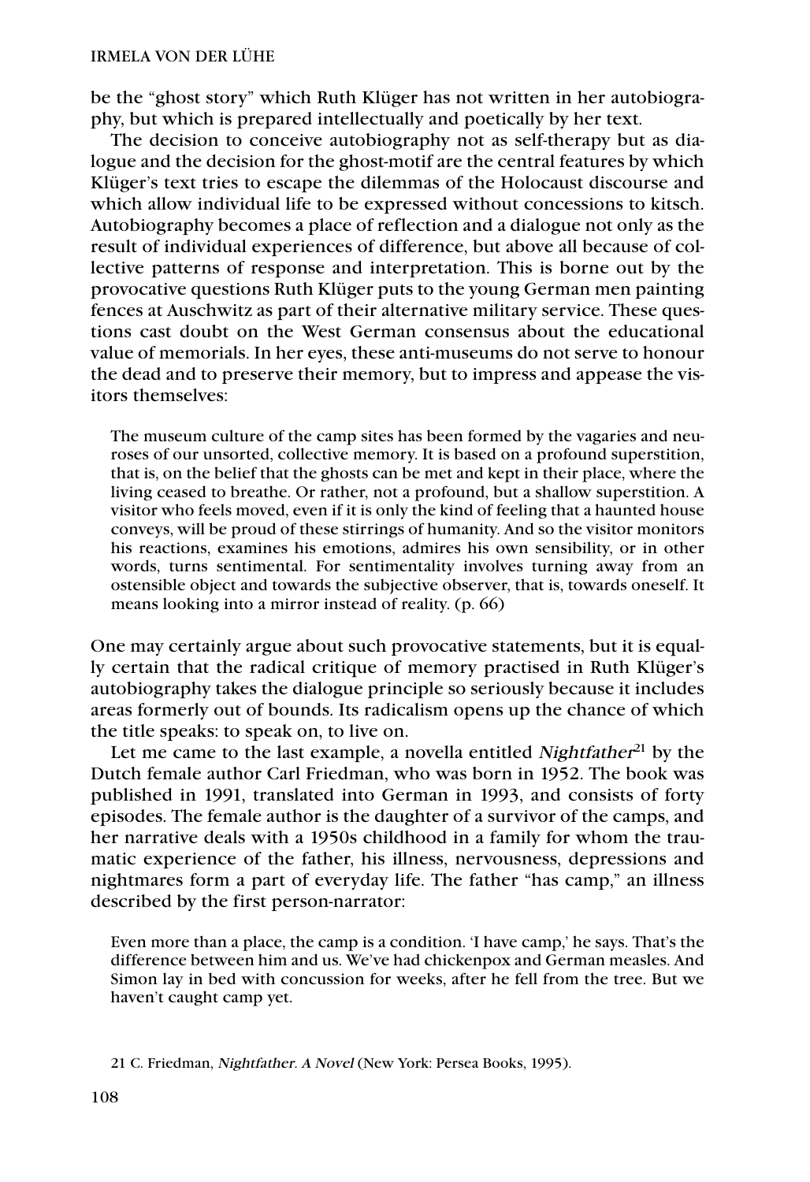be the "ghost story" which Ruth Klüger has not written in her autobiography, but which is prepared intellectually and poetically by her text.

The decision to conceive autobiography not as self-therapy but as dialogue and the decision for the ghost-motif are the central features by which Klüger's text tries to escape the dilemmas of the Holocaust discourse and which allow individual life to be expressed without concessions to kitsch. Autobiography becomes a place of reflection and a dialogue not only as the result of individual experiences of difference, but above all because of collective patterns of response and interpretation. This is borne out by the provocative questions Ruth Klüger puts to the young German men painting fences at Auschwitz as part of their alternative military service. These questions cast doubt on the West German consensus about the educational value of memorials. In her eyes, these anti-museums do not serve to honour the dead and to preserve their memory, but to impress and appease the visitors themselves:

> The museum culture of the camp sites has been formed by the vagaries and neuroses of our unsorted, collective memory. It is based on a profound superstition, that is, on the belief that the ghosts can be met and kept in their place, where the living ceased to breathe. Or rather, not a profound, but a shallow superstition. A visitor who feels moved, even if it is only the kind of feeling that a haunted house conveys, will be proud of these stirrings of humanity. And so the visitor monitors his reactions, examines his emotions, admires his own sensibility, or in other words, turns sentimental. For sentimentality involves turning away from an ostensible object and towards the subjective observer, that is, towards oneself. It means looking into a mirror instead of reality. (p. 66)

One may certainly argue about such provocative statements, but it is equally certain that the radical critique of memory practised in Ruth Klüger's autobiography takes the dialogue principle so seriously because it includes areas formerly out of bounds. Its radicalism opens up the chance of which the title speaks: to speak on, to live on.

Let me came to the last example, a novella entitled *Nightfather*[21] by the Dutch female author Carl Friedman, who was born in 1952. The book was published in 1991, translated into German in 1993, and consists of forty episodes. The female author is the daughter of a survivor of the camps, and her narrative deals with a 1950s childhood in a family for whom the traumatic experience of the father, his illness, nervousness, depressions and nightmares form a part of everyday life. The father "has camp," an illness described by the first person-narrator:

> Even more than a place, the camp is a condition. 'I have camp,' he says. That's the difference between him and us. We've had chickenpox and German measles. And Simon lay in bed with concussion for weeks, after he fell from the tree. But we haven't caught camp yet.

21 C. Friedman, *Nightfather. A Novel* (New York: Persea Books, 1995).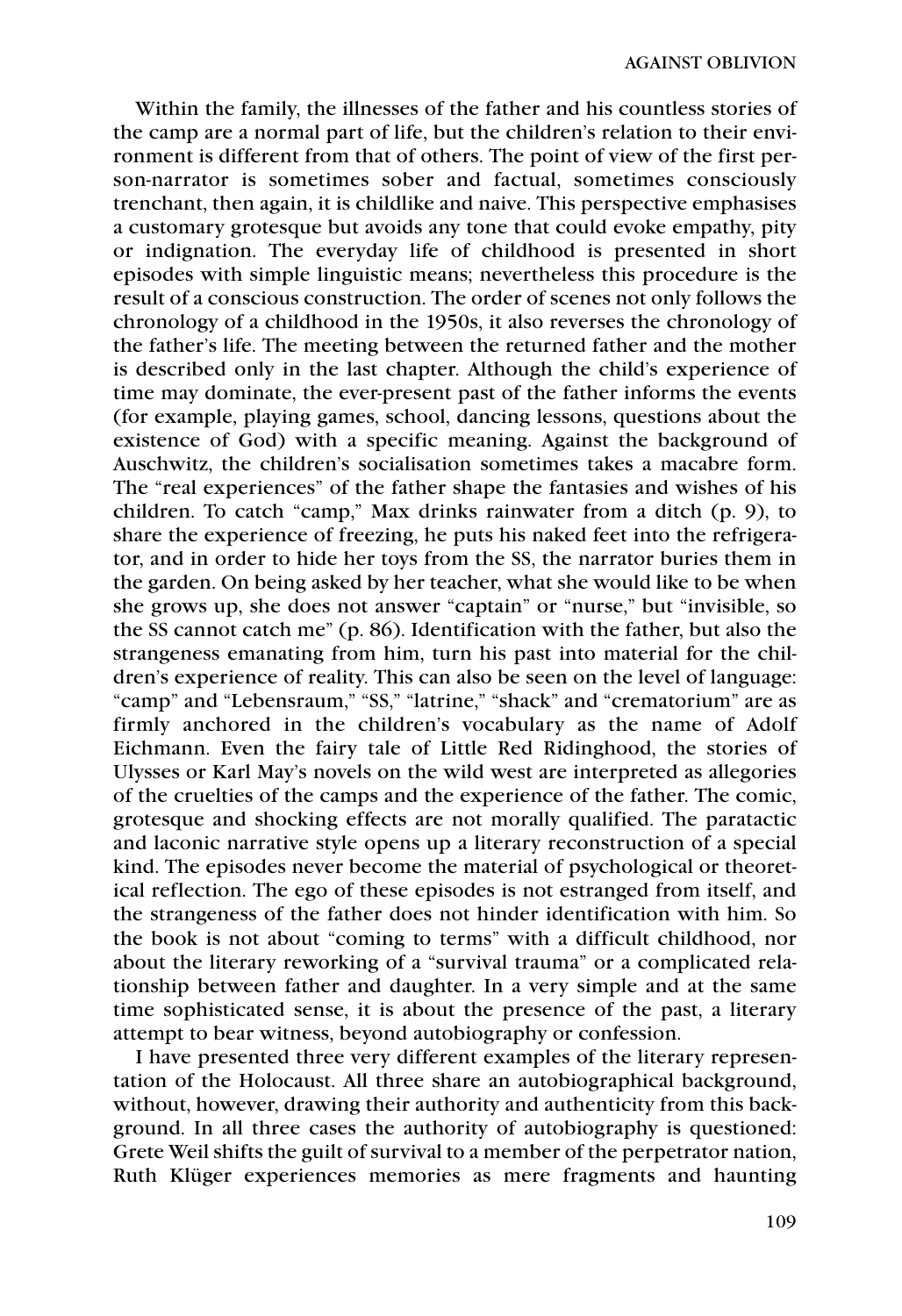Within the family, the illnesses of the father and his countless stories of the camp are a normal part of life, but the children's relation to their environment is different from that of others. The point of view of the first person-narrator is sometimes sober and factual, sometimes consciously trenchant, then again, it is childlike and naive. This perspective emphasises a customary grotesque but avoids any tone that could evoke empathy, pity or indignation. The everyday life of childhood is presented in short episodes with simple linguistic means; nevertheless this procedure is the result of a conscious construction. The order of scenes not only follows the chronology of a childhood in the 1950s, it also reverses the chronology of the father's life. The meeting between the returned father and the mother is described only in the last chapter. Although the child's experience of time may dominate, the ever-present past of the father informs the events (for example, playing games, school, dancing lessons, questions about the existence of God) with a specific meaning. Against the background of Auschwitz, the children's socialisation sometimes takes a macabre form. The "real experiences" of the father shape the fantasies and wishes of his children. To catch "camp," Max drinks rainwater from a ditch (p. 9), to share the experience of freezing, he puts his naked feet into the refrigerator, and in order to hide her toys from the SS, the narrator buries them in the garden. On being asked by her teacher, what she would like to be when she grows up, she does not answer "captain" or "nurse," but "invisible, so the SS cannot catch me" (p. 86). Identification with the father, but also the strangeness emanating from him, turn his past into material for the children's experience of reality. This can also be seen on the level of language: "camp" and "Lebensraum," "SS," "latrine," "shack" and "crematorium" are as firmly anchored in the children's vocabulary as the name of Adolf Eichmann. Even the fairy tale of Little Red Ridinghood, the stories of Ulysses or Karl May's novels on the wild west are interpreted as allegories of the cruelties of the camps and the experience of the father. The comic, grotesque and shocking effects are not morally qualified. The paratactic and laconic narrative style opens up a literary reconstruction of a special kind. The episodes never become the material of psychological or theoretical reflection. The ego of these episodes is not estranged from itself, and the strangeness of the father does not hinder identification with him. So the book is not about "coming to terms" with a difficult childhood, nor about the literary reworking of a "survival trauma" or a complicated relationship between father and daughter. In a very simple and at the same time sophisticated sense, it is about the presence of the past, a literary attempt to bear witness, beyond autobiography or confession.

I have presented three very different examples of the literary representation of the Holocaust. All three share an autobiographical background, without, however, drawing their authority and authenticity from this background. In all three cases the authority of autobiography is questioned: Grete Weil shifts the guilt of survival to a member of the perpetrator nation, Ruth Klüger experiences memories as mere fragments and haunting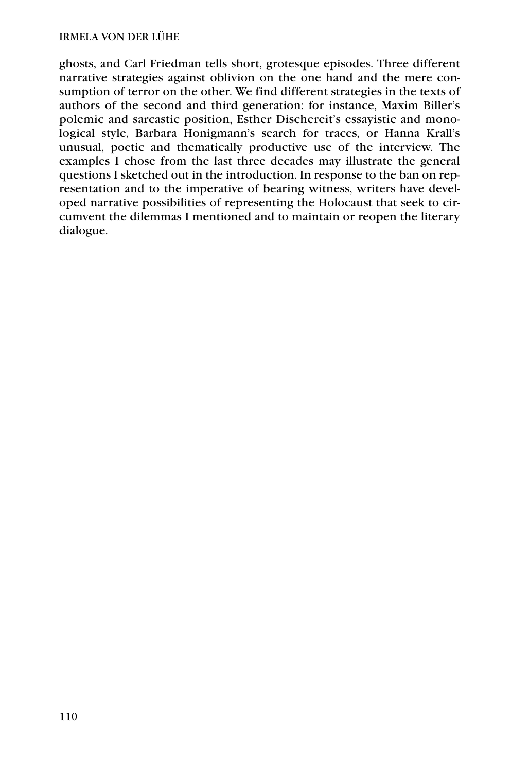ghosts, and Carl Friedman tells short, grotesque episodes. Three different narrative strategies against oblivion on the one hand and the mere consumption of terror on the other. We find different strategies in the texts of authors of the second and third generation: for instance, Maxim Biller's polemic and sarcastic position, Esther Dischereit's essayistic and monological style, Barbara Honigmann's search for traces, or Hanna Krall's unusual, poetic and thematically productive use of the interview. The examples I chose from the last three decades may illustrate the general questions I sketched out in the introduction. In response to the ban on representation and to the imperative of bearing witness, writers have developed narrative possibilities of representing the Holocaust that seek to circumvent the dilemmas I mentioned and to maintain or reopen the literary dialogue.